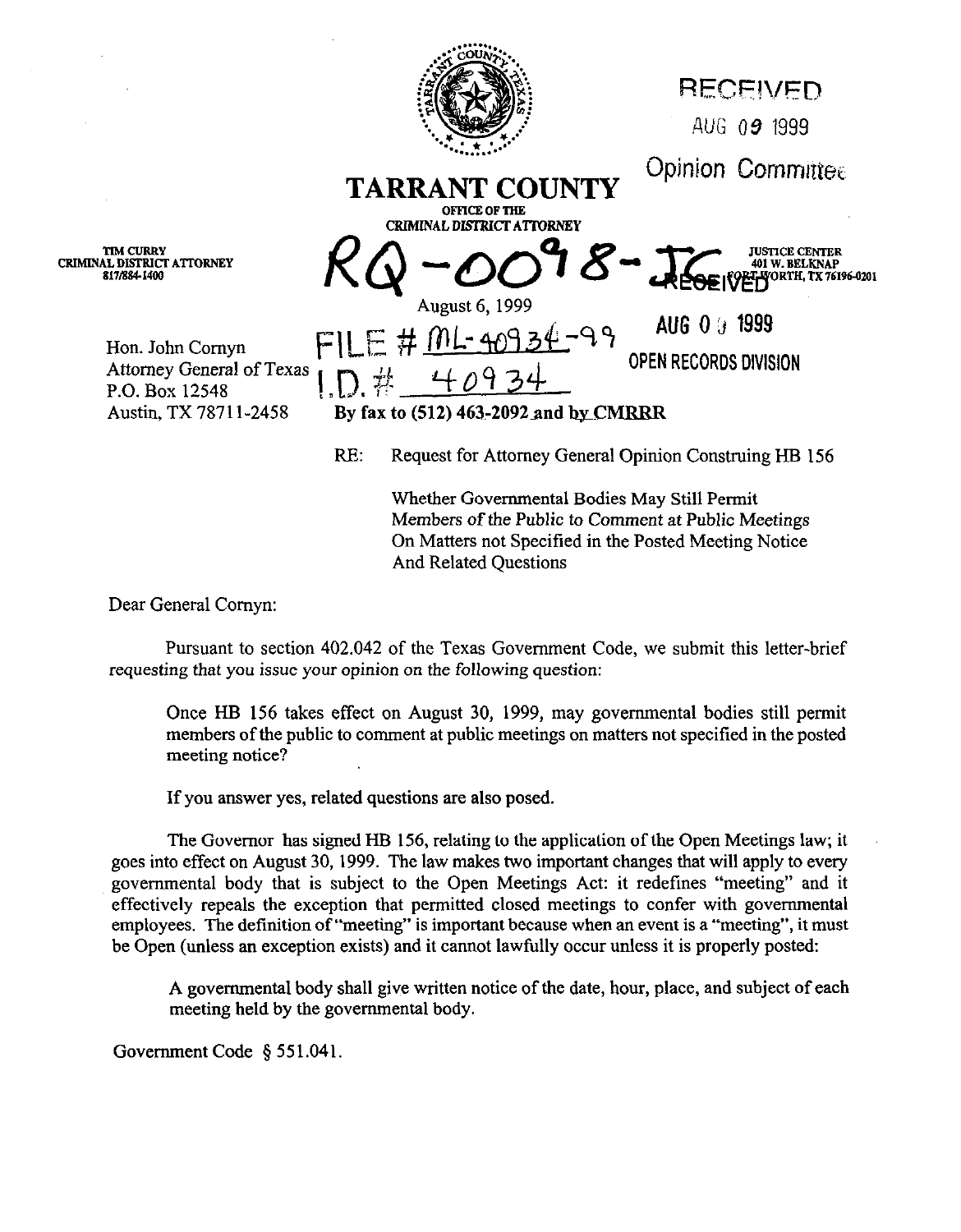RECEIVED

AUG 09 1999

Opinion Committee

# TARRANT COUNTY

OFFICE OF THE
CRIMINAL DISTRICT ATTORNEY

TIM CURRY
CRIMINAL DISTRICT ATTORNEY
817/884-1400

RQ-0098-JC

JUSTICE CENTER
401 W. BELKNAP
FORT WORTH, TX 76196-0201

RECEIVED
AUG 09 1999
OPEN RECORDS DIVISION

August 6, 1999

FILE # ML-40934-99
I.D. # 40934

Hon. John Cornyn
Attorney General of Texas
P.O. Box 12548
Austin, TX 78711-2458

**By fax to (512) 463-2092 and by CMRRR**

RE: Request for Attorney General Opinion Construing HB 156

Whether Governmental Bodies May Still Permit Members of the Public to Comment at Public Meetings On Matters not Specified in the Posted Meeting Notice And Related Questions

Dear General Cornyn:

Pursuant to section 402.042 of the Texas Government Code, we submit this letter-brief requesting that you issue your opinion on the following question:

> Once HB 156 takes effect on August 30, 1999, may governmental bodies still permit members of the public to comment at public meetings on matters not specified in the posted meeting notice?

If you answer yes, related questions are also posed.

The Governor has signed HB 156, relating to the application of the Open Meetings law; it goes into effect on August 30, 1999. The law makes two important changes that will apply to every governmental body that is subject to the Open Meetings Act: it redefines "meeting" and it effectively repeals the exception that permitted closed meetings to confer with governmental employees. The definition of "meeting" is important because when an event is a "meeting", it must be Open (unless an exception exists) and it cannot lawfully occur unless it is properly posted:

> A governmental body shall give written notice of the date, hour, place, and subject of each meeting held by the governmental body.

Government Code § 551.041.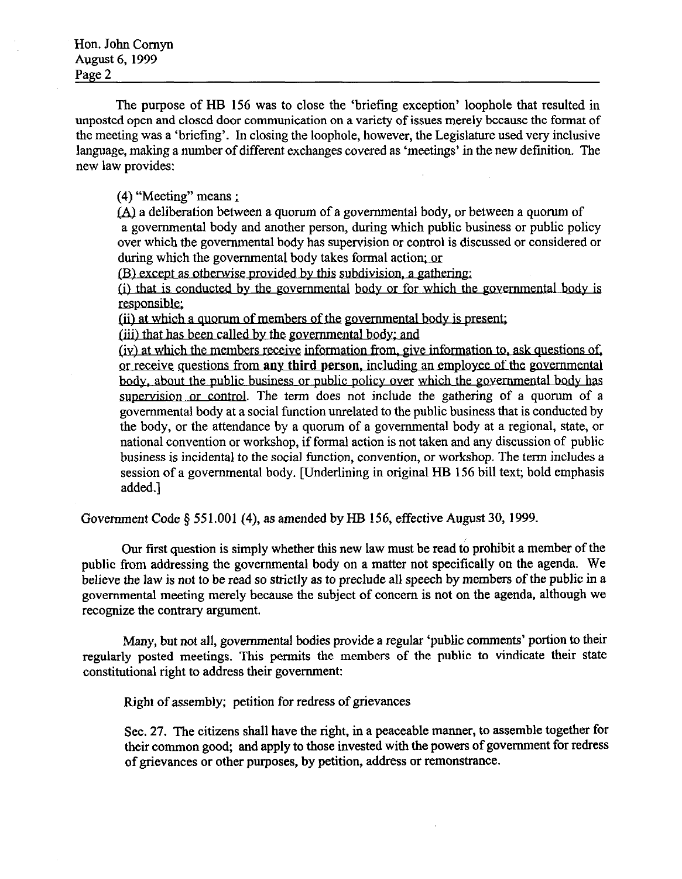The purpose of HB 156 was to close the 'briefing exception' loophole that resulted in unposted open and closed door communication on a variety of issues merely because the format of the meeting was a 'briefing'. In closing the loophole, however, the Legislature used very inclusive language, making a number of different exchanges covered as 'meetings' in the new definition. The new law provides:

> (4) "Meeting" means :
>
> (A) a deliberation between a quorum of a governmental body, or between a quorum of a governmental body and another person, during which public business or public policy over which the governmental body has supervision or control is discussed or considered or during which the governmental body takes formal action; or
>
> (B) except as otherwise provided by this subdivision, a gathering:
>
> (i) that is conducted by the governmental body or for which the governmental body is responsible;
>
> (ii) at which a quorum of members of the governmental body is present;
>
> (iii) that has been called by the governmental body; and
>
> (iv) at which the members receive information from, give information to, ask questions of, or receive questions from **any third person**, including an employee of the governmental body, about the public business or public policy over which the governmental body has supervision or control. The term does not include the gathering of a quorum of a governmental body at a social function unrelated to the public business that is conducted by the body, or the attendance by a quorum of a governmental body at a regional, state, or national convention or workshop, if formal action is not taken and any discussion of public business is incidental to the social function, convention, or workshop. The term includes a session of a governmental body. [Underlining in original HB 156 bill text; bold emphasis added.]

Government Code § 551.001 (4), as amended by HB 156, effective August 30, 1999.

Our first question is simply whether this new law must be read to prohibit a member of the public from addressing the governmental body on a matter not specifically on the agenda. We believe the law is not to be read so strictly as to preclude all speech by members of the public in a governmental meeting merely because the subject of concern is not on the agenda, although we recognize the contrary argument.

Many, but not all, governmental bodies provide a regular 'public comments' portion to their regularly posted meetings. This permits the members of the public to vindicate their state constitutional right to address their government:

> Right of assembly; petition for redress of grievances
>
> Sec. 27. The citizens shall have the right, in a peaceable manner, to assemble together for their common good; and apply to those invested with the powers of government for redress of grievances or other purposes, by petition, address or remonstrance.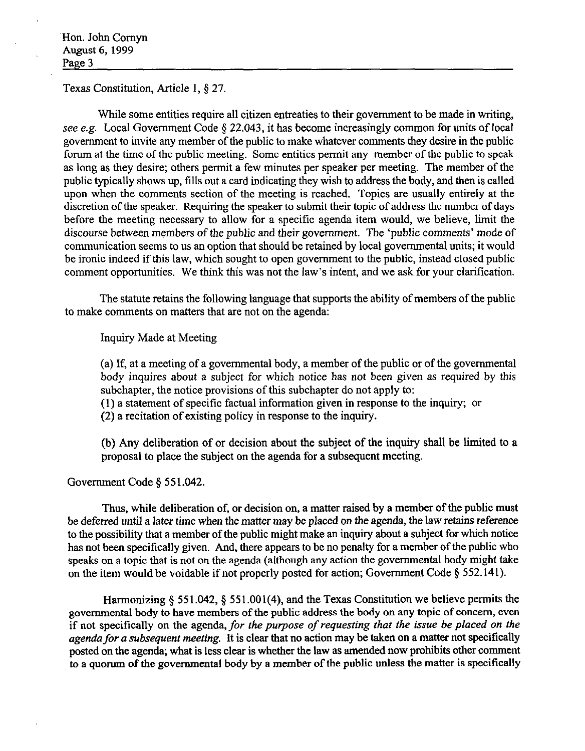Texas Constitution, Article 1, § 27.

While some entities require all citizen entreaties to their government to be made in writing, *see e.g.* Local Government Code § 22.043, it has become increasingly common for units of local government to invite any member of the public to make whatever comments they desire in the public forum at the time of the public meeting. Some entities permit any member of the public to speak as long as they desire; others permit a few minutes per speaker per meeting. The member of the public typically shows up, fills out a card indicating they wish to address the body, and then is called upon when the comments section of the meeting is reached. Topics are usually entirely at the discretion of the speaker. Requiring the speaker to submit their topic of address the number of days before the meeting necessary to allow for a specific agenda item would, we believe, limit the discourse between members of the public and their government. The 'public comments' mode of communication seems to us an option that should be retained by local governmental units; it would be ironic indeed if this law, which sought to open government to the public, instead closed public comment opportunities. We think this was not the law's intent, and we ask for your clarification.

The statute retains the following language that supports the ability of members of the public to make comments on matters that are not on the agenda:

> Inquiry Made at Meeting
>
> (a) If, at a meeting of a governmental body, a member of the public or of the governmental body inquires about a subject for which notice has not been given as required by this subchapter, the notice provisions of this subchapter do not apply to:
> (1) a statement of specific factual information given in response to the inquiry; or
> (2) a recitation of existing policy in response to the inquiry.
>
> (b) Any deliberation of or decision about the subject of the inquiry shall be limited to a proposal to place the subject on the agenda for a subsequent meeting.

Government Code § 551.042.

Thus, while deliberation of, or decision on, a matter raised by a member of the public must be deferred until a later time when the matter may be placed on the agenda, the law retains reference to the possibility that a member of the public might make an inquiry about a subject for which notice has not been specifically given. And, there appears to be no penalty for a member of the public who speaks on a topic that is not on the agenda (although any action the governmental body might take on the item would be voidable if not properly posted for action; Government Code § 552.141).

Harmonizing § 551.042, § 551.001(4), and the Texas Constitution we believe permits the governmental body to have members of the public address the body on any topic of concern, even if not specifically on the agenda, *for the purpose of requesting that the issue be placed on the agenda for a subsequent meeting.* It is clear that no action may be taken on a matter not specifically posted on the agenda; what is less clear is whether the law as amended now prohibits other comment to a quorum of the governmental body by a member of the public unless the matter is specifically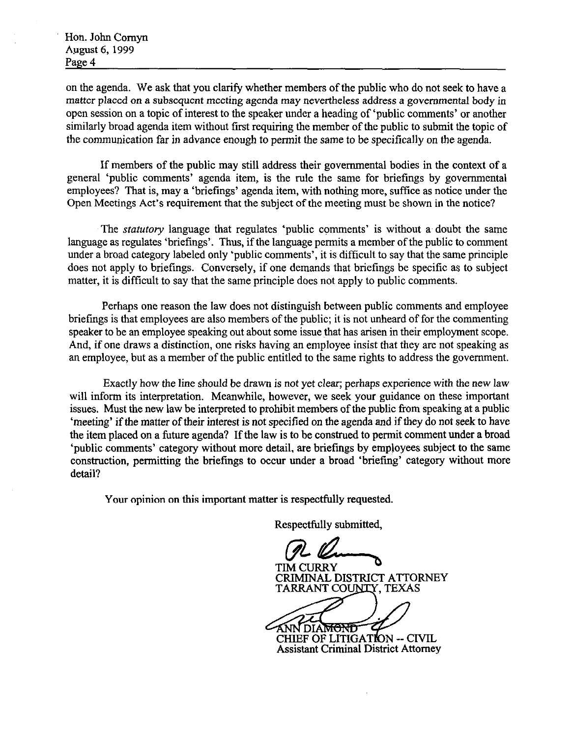on the agenda. We ask that you clarify whether members of the public who do not seek to have a matter placed on a subsequent meeting agenda may nevertheless address a governmental body in open session on a topic of interest to the speaker under a heading of 'public comments' or another similarly broad agenda item without first requiring the member of the public to submit the topic of the communication far in advance enough to permit the same to be specifically on the agenda.

If members of the public may still address their governmental bodies in the context of a general 'public comments' agenda item, is the rule the same for briefings by governmental employees? That is, may a 'briefings' agenda item, with nothing more, suffice as notice under the Open Meetings Act's requirement that the subject of the meeting must be shown in the notice?

The *statutory* language that regulates 'public comments' is without a doubt the same language as regulates 'briefings'. Thus, if the language permits a member of the public to comment under a broad category labeled only 'public comments', it is difficult to say that the same principle does not apply to briefings. Conversely, if one demands that briefings be specific as to subject matter, it is difficult to say that the same principle does not apply to public comments.

Perhaps one reason the law does not distinguish between public comments and employee briefings is that employees are also members of the public; it is not unheard of for the commenting speaker to be an employee speaking out about some issue that has arisen in their employment scope. And, if one draws a distinction, one risks having an employee insist that they are not speaking as an employee, but as a member of the public entitled to the same rights to address the government.

Exactly how the line should be drawn is not yet clear; perhaps experience with the new law will inform its interpretation. Meanwhile, however, we seek your guidance on these important issues. Must the new law be interpreted to prohibit members of the public from speaking at a public 'meeting' if the matter of their interest is not specified on the agenda and if they do not seek to have the item placed on a future agenda? If the law is to be construed to permit comment under a broad 'public comments' category without more detail, are briefings by employees subject to the same construction, permitting the briefings to occur under a broad 'briefing' category without more detail?

Your opinion on this important matter is respectfully requested.

Respectfully submitted,

TIM CURRY
CRIMINAL DISTRICT ATTORNEY
TARRANT COUNTY, TEXAS

ANN DIAMOND
CHIEF OF LITIGATION -- CIVIL
Assistant Criminal District Attorney